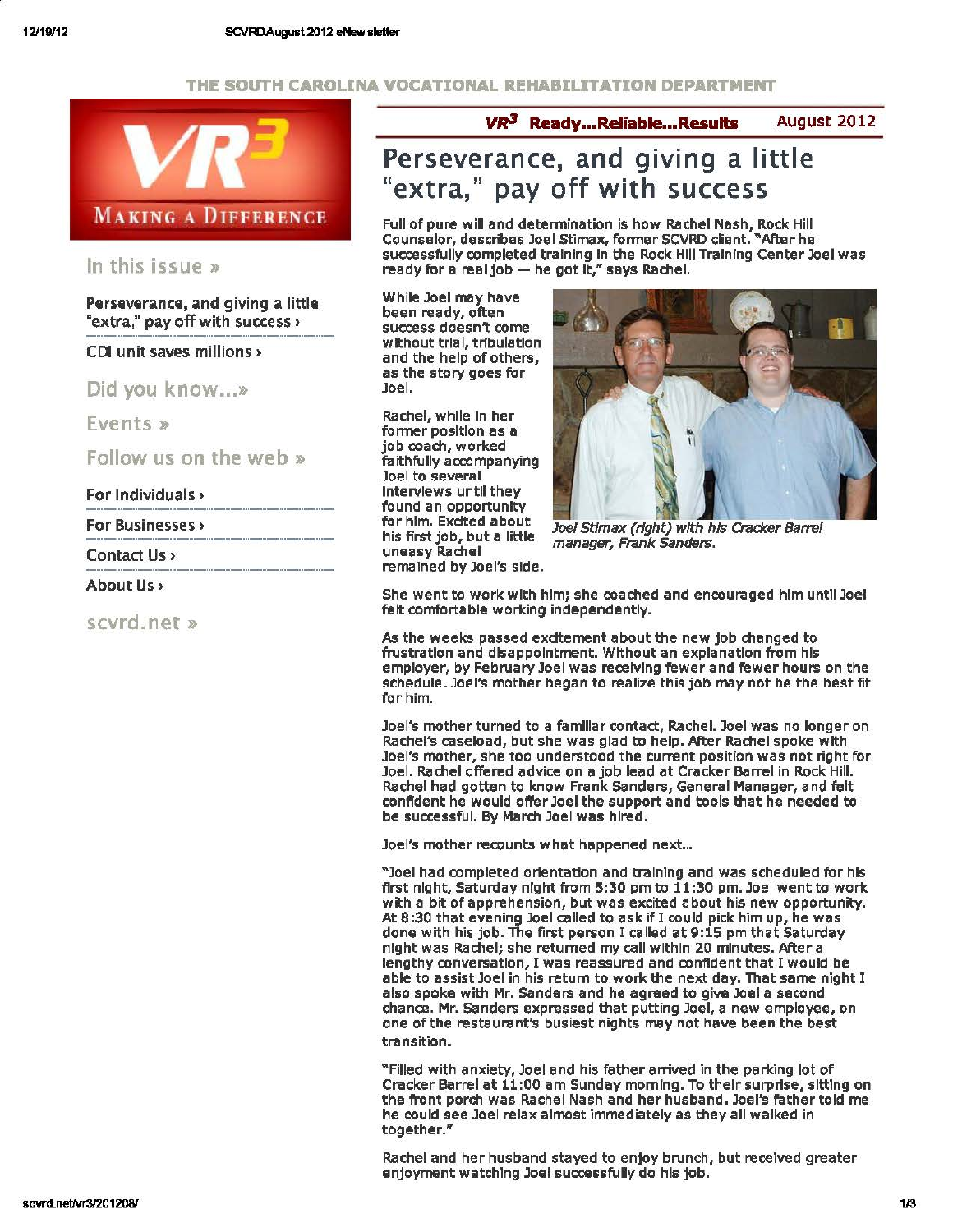THE SOUTH CAROLINA VOCATIONAL REHABILITATION DEPARTMENT

VR³ MAKING A DIFFERENCE

In this issue »

Perseverance, and giving a little "extra," pay off with success ›

CDI unit saves millions ›

Did you know...»

Events »

Follow us on the web »

For Individuals ›

For Businesses ›

Contact Us ›

About Us ›

scvrd.net »

*VR³* **Ready...Reliable...Results** — August 2012

# Perseverance, and giving a little "extra," pay off with success

Full of pure will and determination is how Rachel Nash, Rock Hill Counselor, describes Joel Stimax, former SCVRD client. "After he successfully completed training in the Rock Hill Training Center Joel was ready for a real job — he got it," says Rachel.

While Joel may have been ready, often success doesn't come without trial, tribulation and the help of others, as the story goes for Joel.

Rachel, while in her former position as a job coach, worked faithfully accompanying Joel to several interviews until they found an opportunity for him. Excited about his first job, but a little uneasy Rachel remained by Joel's side.

*Joel Stimax (right) with his Cracker Barrel manager, Frank Sanders.*

She went to work with him; she coached and encouraged him until Joel felt comfortable working independently.

As the weeks passed excitement about the new job changed to frustration and disappointment. Without an explanation from his employer, by February Joel was receiving fewer and fewer hours on the schedule. Joel's mother began to realize this job may not be the best fit for him.

Joel's mother turned to a familiar contact, Rachel. Joel was no longer on Rachel's caseload, but she was glad to help. After Rachel spoke with Joel's mother, she too understood the current position was not right for Joel. Rachel offered advice on a job lead at Cracker Barrel in Rock Hill. Rachel had gotten to know Frank Sanders, General Manager, and felt confident he would offer Joel the support and tools that he needed to be successful. By March Joel was hired.

Joel's mother recounts what happened next...

"Joel had completed orientation and training and was scheduled for his first night, Saturday night from 5:30 pm to 11:30 pm. Joel went to work with a bit of apprehension, but was excited about his new opportunity. At 8:30 that evening Joel called to ask if I could pick him up, he was done with his job. The first person I called at 9:15 pm that Saturday night was Rachel; she returned my call within 20 minutes. After a lengthy conversation, I was reassured and confident that I would be able to assist Joel in his return to work the next day. That same night I also spoke with Mr. Sanders and he agreed to give Joel a second chance. Mr. Sanders expressed that putting Joel, a new employee, on one of the restaurant's busiest nights may not have been the best transition.

"Filled with anxiety, Joel and his father arrived in the parking lot of Cracker Barrel at 11:00 am Sunday morning. To their surprise, sitting on the front porch was Rachel Nash and her husband. Joel's father told me he could see Joel relax almost immediately as they all walked in together."

Rachel and her husband stayed to enjoy brunch, but received greater enjoyment watching Joel successfully do his job.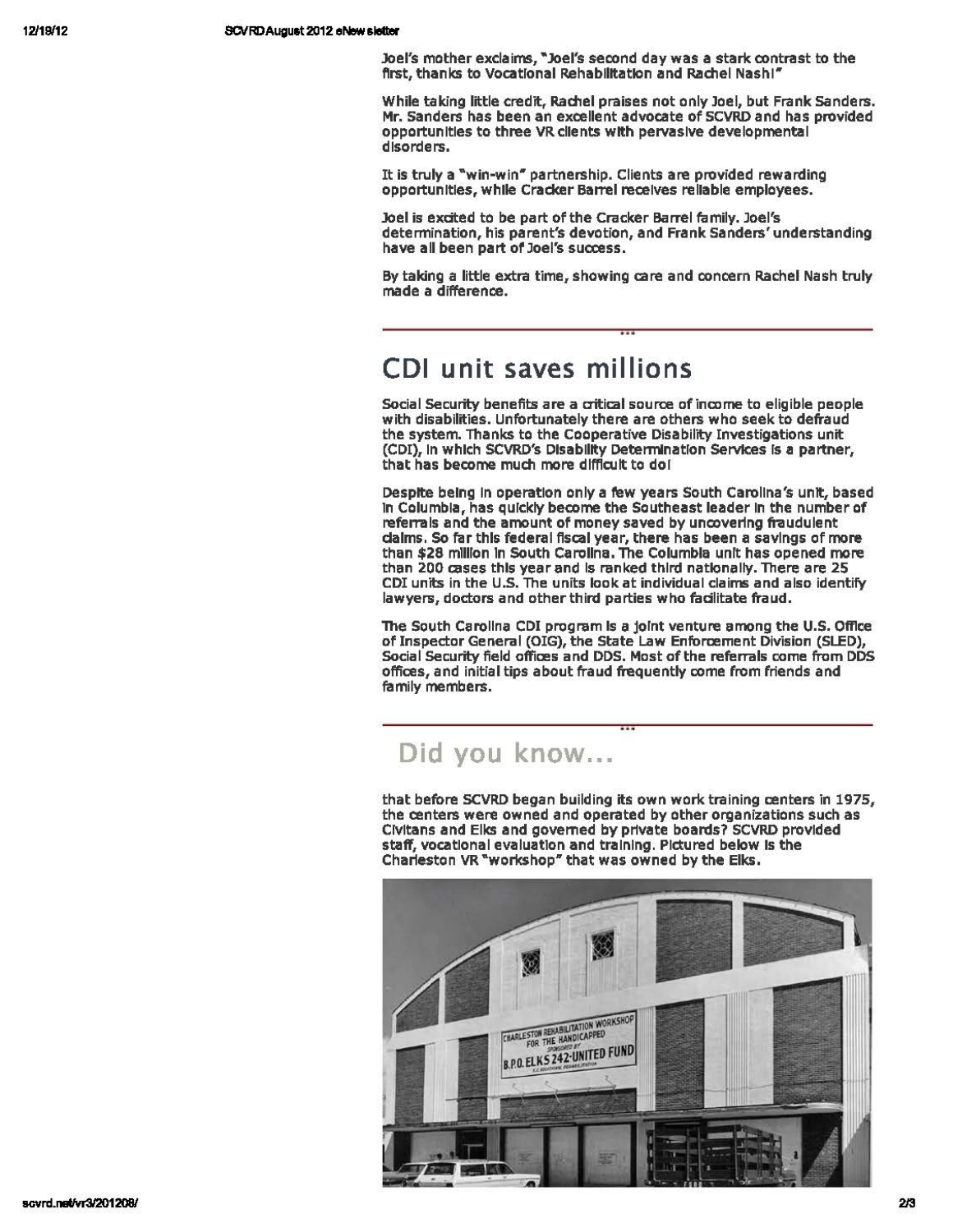Joel's mother exclaims, "Joel's second day was a stark contrast to the first, thanks to Vocational Rehabilitation and Rachel Nash!"

While taking little credit, Rachel praises not only Joel, but Frank Sanders. Mr. Sanders has been an excellent advocate of SCVRD and has provided opportunities to three VR clients with pervasive developmental disorders.

It is truly a "win-win" partnership. Clients are provided rewarding opportunities, while Cracker Barrel receives reliable employees.

Joel is excited to be part of the Cracker Barrel family. Joel's determination, his parent's devotion, and Frank Sanders' understanding have all been part of Joel's success.

By taking a little extra time, showing care and concern Rachel Nash truly made a difference.

## CDI unit saves millions

Social Security benefits are a critical source of income to eligible people with disabilities. Unfortunately there are others who seek to defraud the system. Thanks to the Cooperative Disability Investigations unit (CDI), in which SCVRD's Disability Determination Services is a partner, that has become much more difficult to do!

Despite being in operation only a few years South Carolina's unit, based in Columbia, has quickly become the Southeast leader in the number of referrals and the amount of money saved by uncovering fraudulent claims. So far this federal fiscal year, there has been a savings of more than $28 million in South Carolina. The Columbia unit has opened more than 200 cases this year and is ranked third nationally. There are 25 CDI units in the U.S. The units look at individual claims and also identify lawyers, doctors and other third parties who facilitate fraud.

The South Carolina CDI program is a joint venture among the U.S. Office of Inspector General (OIG), the State Law Enforcement Division (SLED), Social Security field offices and DDS. Most of the referrals come from DDS offices, and initial tips about fraud frequently come from friends and family members.

## Did you know...

that before SCVRD began building its own work training centers in 1975, the centers were owned and operated by other organizations such as Civitans and Elks and governed by private boards? SCVRD provided staff, vocational evaluation and training. Pictured below is the Charleston VR "workshop" that was owned by the Elks.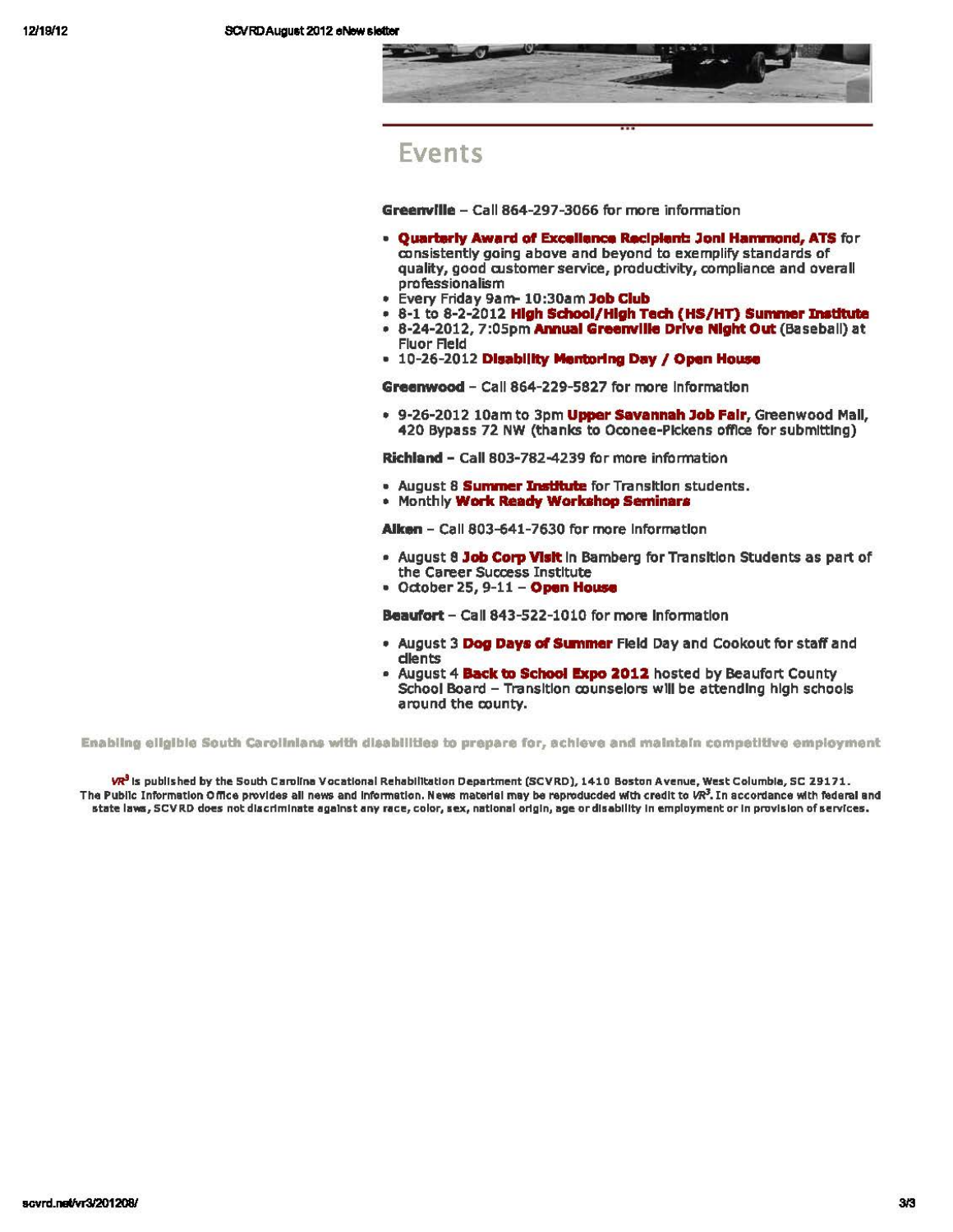## Events

**Greenville** – Call 864-297-3066 for more information

- **Quarterly Award of Excellence Recipient: Joni Hammond, ATS** for consistently going above and beyond to exemplify standards of quality, good customer service, productivity, compliance and overall professionalism
- Every Friday 9am- 10:30am **Job Club**
- 8-1 to 8-2-2012 **High School/High Tech (HS/HT) Summer Institute**
- 8-24-2012, 7:05pm **Annual Greenville Drive Night Out** (Baseball) at Fluor Field
- 10-26-2012 **Disability Mentoring Day / Open House**

**Greenwood** – Call 864-229-5827 for more information

- 9-26-2012 10am to 3pm **Upper Savannah Job Fair**, Greenwood Mall, 420 Bypass 72 NW (thanks to Oconee-Pickens office for submitting)

**Richland** – Call 803-782-4239 for more information

- August 8 **Summer Institute** for Transition students.
- Monthly **Work Ready Workshop Seminars**

**Aiken** – Call 803-641-7630 for more information

- August 8 **Job Corp Visit** in Bamberg for Transition Students as part of the Career Success Institute
- October 25, 9-11 – **Open House**

**Beaufort** – Call 843-522-1010 for more information

- August 3 **Dog Days of Summer** Field Day and Cookout for staff and clients
- August 4 **Back to School Expo 2012** hosted by Beaufort County School Board – Transition counselors will be attending high schools around the county.

**Enabling eligible South Carolinians with disabilities to prepare for, achieve and maintain competitive employment**

*VR³* is published by the South Carolina Vocational Rehabilitation Department (SCVRD), 1410 Boston Avenue, West Columbia, SC 29171. The Public Information Office provides all news and information. News material may be reproducded with credit to *VR³*. In accordance with federal and state laws, SCVRD does not discriminate against any race, color, sex, national origin, age or disability in employment or in provision of services.